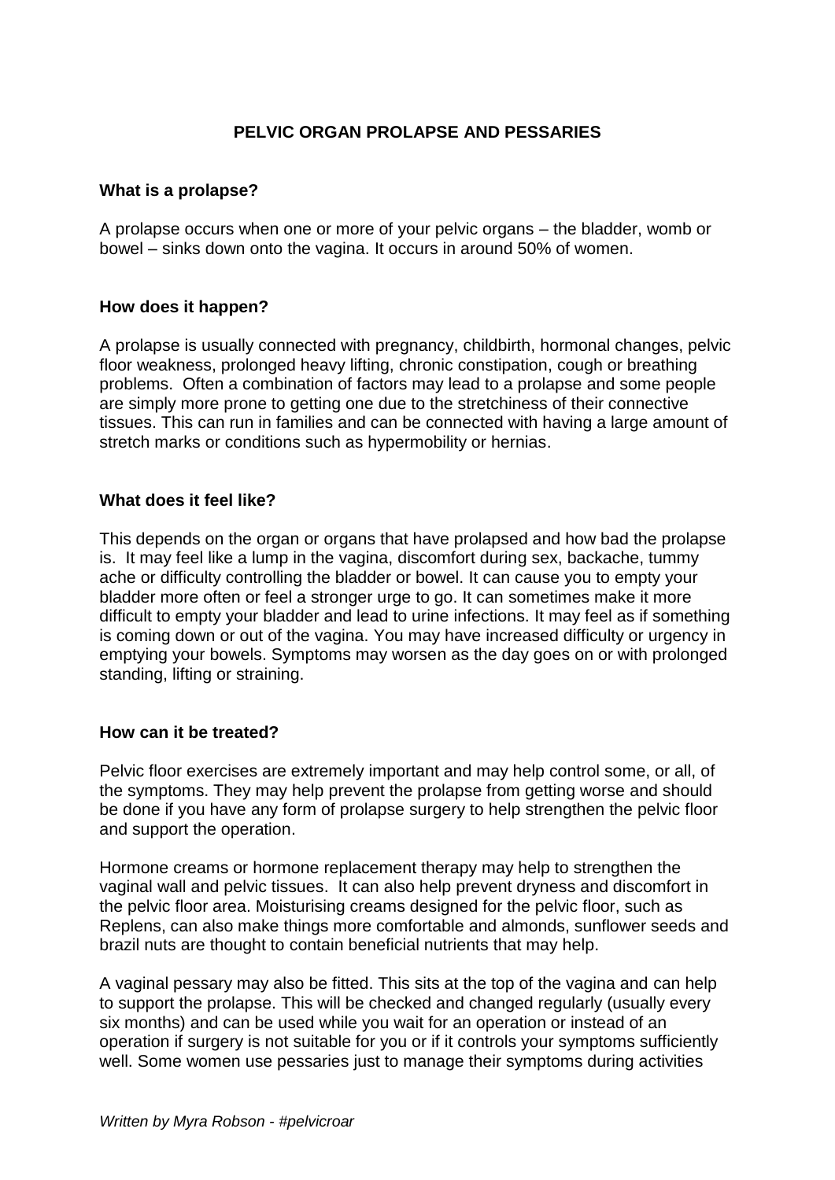# PELVIC ORGAN PROLAPSE AND PESSARIES

## What is a prolapse?

A prolapse occurs when one or more of your pelvic organs – the bladder, womb or bowel – sinks down onto the vagina. It occurs in around 50% of women.

## How does it happen?

A prolapse is usually connected with pregnancy, childbirth, hormonal changes, pelvic floor weakness, prolonged heavy lifting, chronic constipation, cough or breathing problems. Often a combination of factors may lead to a prolapse and some people are simply more prone to getting one due to the stretchiness of their connective tissues. This can run in families and can be connected with having a large amount of stretch marks or conditions such as hypermobility or hernias.

## What does it feel like?

This depends on the organ or organs that have prolapsed and how bad the prolapse is. It may feel like a lump in the vagina, discomfort during sex, backache, tummy ache or difficulty controlling the bladder or bowel. It can cause you to empty your bladder more often or feel a stronger urge to go. It can sometimes make it more difficult to empty your bladder and lead to urine infections. It may feel as if something is coming down or out of the vagina. You may have increased difficulty or urgency in emptying your bowels. Symptoms may worsen as the day goes on or with prolonged standing, lifting or straining.

## How can it be treated?

Pelvic floor exercises are extremely important and may help control some, or all, of the symptoms. They may help prevent the prolapse from getting worse and should be done if you have any form of prolapse surgery to help strengthen the pelvic floor and support the operation.

Hormone creams or hormone replacement therapy may help to strengthen the vaginal wall and pelvic tissues. It can also help prevent dryness and discomfort in the pelvic floor area. Moisturising creams designed for the pelvic floor, such as Replens, can also make things more comfortable and almonds, sunflower seeds and brazil nuts are thought to contain beneficial nutrients that may help.

A vaginal pessary may also be fitted. This sits at the top of the vagina and can help to support the prolapse. This will be checked and changed regularly (usually every six months) and can be used while you wait for an operation or instead of an operation if surgery is not suitable for you or if it controls your symptoms sufficiently well. Some women use pessaries just to manage their symptoms during activities

*Written by Myra Robson - #pelvicroar*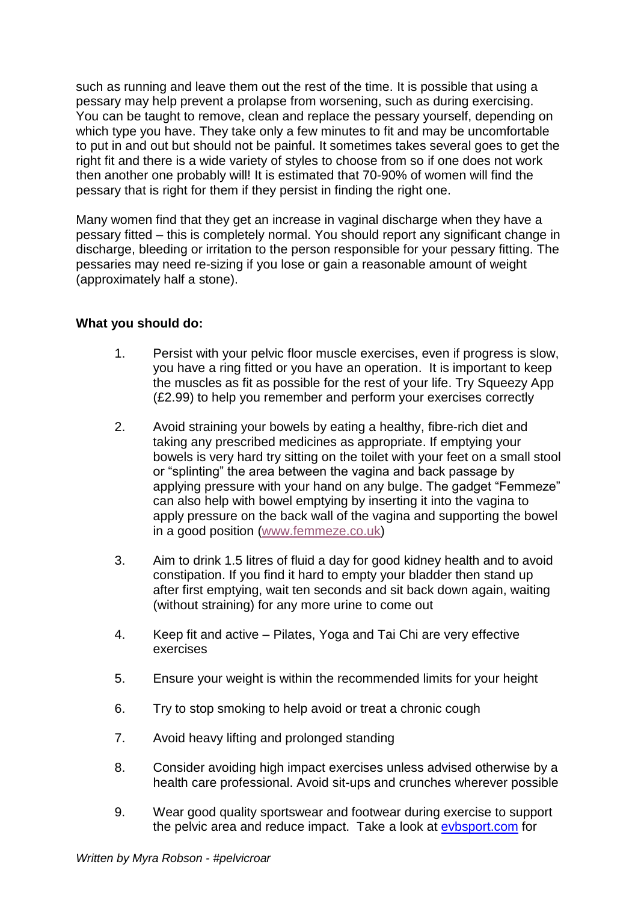such as running and leave them out the rest of the time. It is possible that using a pessary may help prevent a prolapse from worsening, such as during exercising. You can be taught to remove, clean and replace the pessary yourself, depending on which type you have. They take only a few minutes to fit and may be uncomfortable to put in and out but should not be painful. It sometimes takes several goes to get the right fit and there is a wide variety of styles to choose from so if one does not work then another one probably will! It is estimated that 70-90% of women will find the pessary that is right for them if they persist in finding the right one.

Many women find that they get an increase in vaginal discharge when they have a pessary fitted – this is completely normal. You should report any significant change in discharge, bleeding or irritation to the person responsible for your pessary fitting. The pessaries may need re-sizing if you lose or gain a reasonable amount of weight (approximately half a stone).

**What you should do:**

1. Persist with your pelvic floor muscle exercises, even if progress is slow, you have a ring fitted or you have an operation. It is important to keep the muscles as fit as possible for the rest of your life. Try Squeezy App (£2.99) to help you remember and perform your exercises correctly

2. Avoid straining your bowels by eating a healthy, fibre-rich diet and taking any prescribed medicines as appropriate. If emptying your bowels is very hard try sitting on the toilet with your feet on a small stool or "splinting" the area between the vagina and back passage by applying pressure with your hand on any bulge. The gadget "Femmeze" can also help with bowel emptying by inserting it into the vagina to apply pressure on the back wall of the vagina and supporting the bowel in a good position (www.femmeze.co.uk)

3. Aim to drink 1.5 litres of fluid a day for good kidney health and to avoid constipation. If you find it hard to empty your bladder then stand up after first emptying, wait ten seconds and sit back down again, waiting (without straining) for any more urine to come out

4. Keep fit and active – Pilates, Yoga and Tai Chi are very effective exercises

5. Ensure your weight is within the recommended limits for your height

6. Try to stop smoking to help avoid or treat a chronic cough

7. Avoid heavy lifting and prolonged standing

8. Consider avoiding high impact exercises unless advised otherwise by a health care professional. Avoid sit-ups and crunches wherever possible

9. Wear good quality sportswear and footwear during exercise to support the pelvic area and reduce impact. Take a look at evbsport.com for

*Written by Myra Robson - #pelvicroar*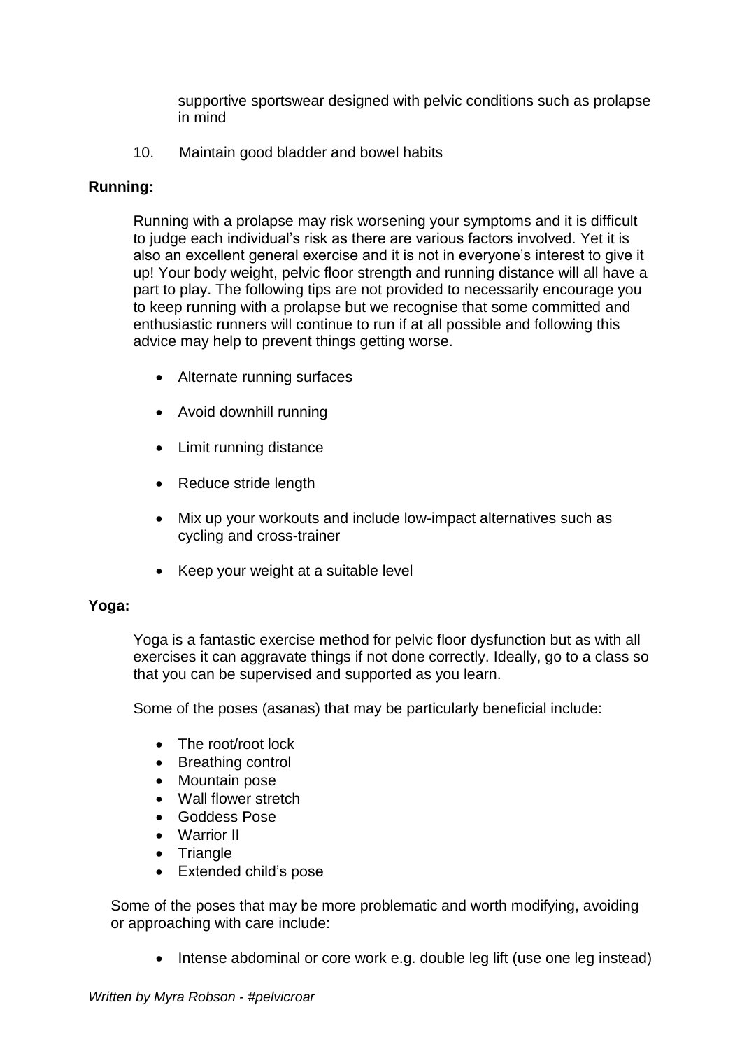supportive sportswear designed with pelvic conditions such as prolapse in mind

10. Maintain good bladder and bowel habits

**Running:**

Running with a prolapse may risk worsening your symptoms and it is difficult to judge each individual's risk as there are various factors involved. Yet it is also an excellent general exercise and it is not in everyone's interest to give it up! Your body weight, pelvic floor strength and running distance will all have a part to play. The following tips are not provided to necessarily encourage you to keep running with a prolapse but we recognise that some committed and enthusiastic runners will continue to run if at all possible and following this advice may help to prevent things getting worse.

- Alternate running surfaces
- Avoid downhill running
- Limit running distance
- Reduce stride length
- Mix up your workouts and include low-impact alternatives such as cycling and cross-trainer
- Keep your weight at a suitable level

**Yoga:**

Yoga is a fantastic exercise method for pelvic floor dysfunction but as with all exercises it can aggravate things if not done correctly. Ideally, go to a class so that you can be supervised and supported as you learn.

Some of the poses (asanas) that may be particularly beneficial include:

- The root/root lock
- Breathing control
- Mountain pose
- Wall flower stretch
- Goddess Pose
- Warrior II
- Triangle
- Extended child's pose

Some of the poses that may be more problematic and worth modifying, avoiding or approaching with care include:

- Intense abdominal or core work e.g. double leg lift (use one leg instead)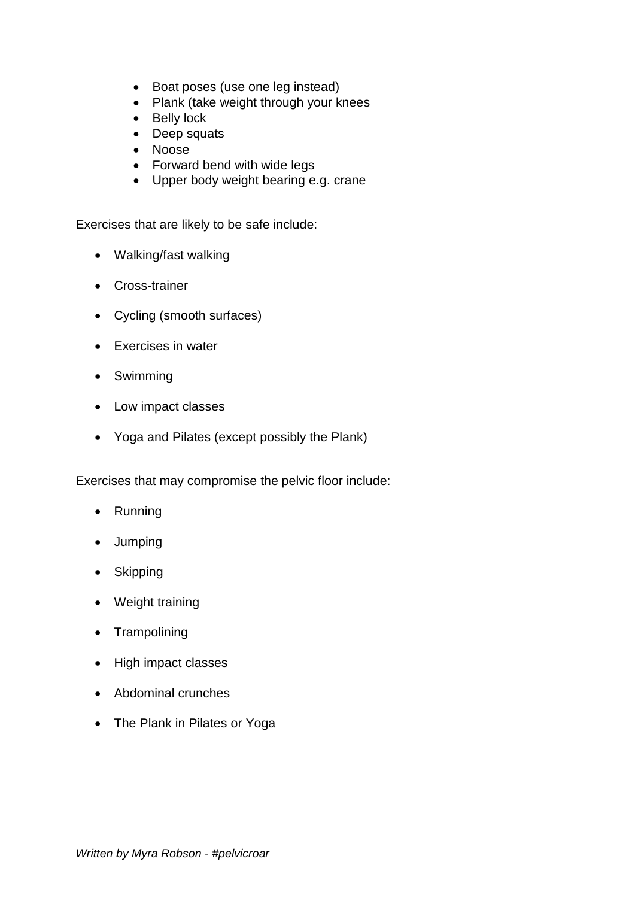- Boat poses (use one leg instead)
- Plank (take weight through your knees
- Belly lock
- Deep squats
- Noose
- Forward bend with wide legs
- Upper body weight bearing e.g. crane

Exercises that are likely to be safe include:

- Walking/fast walking
- Cross-trainer
- Cycling (smooth surfaces)
- Exercises in water
- Swimming
- Low impact classes
- Yoga and Pilates (except possibly the Plank)

Exercises that may compromise the pelvic floor include:

- Running
- Jumping
- Skipping
- Weight training
- Trampolining
- High impact classes
- Abdominal crunches
- The Plank in Pilates or Yoga

*Written by Myra Robson - #pelvicroar*